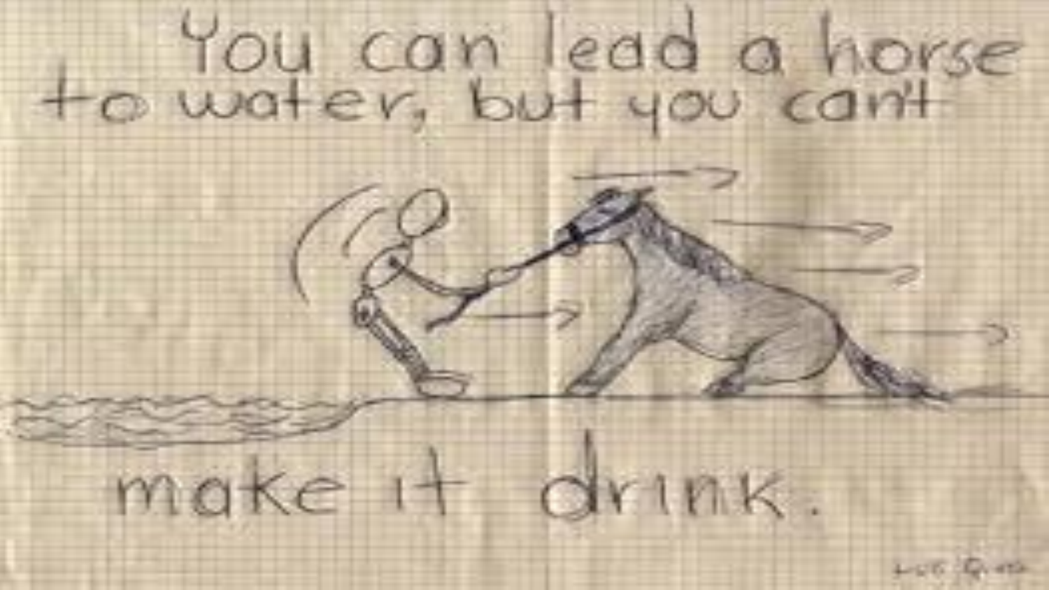You can lead a horse to water, but you can't make it drink.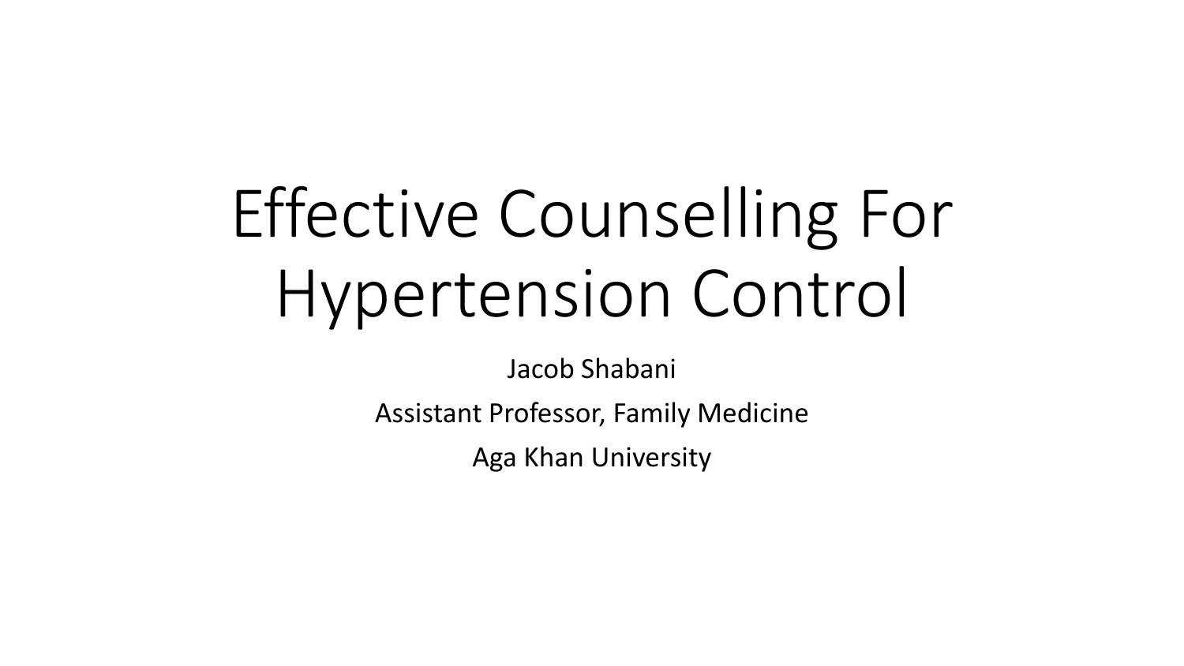# Effective Counselling For Hypertension Control

Jacob Shabani

Assistant Professor, Family Medicine

Aga Khan University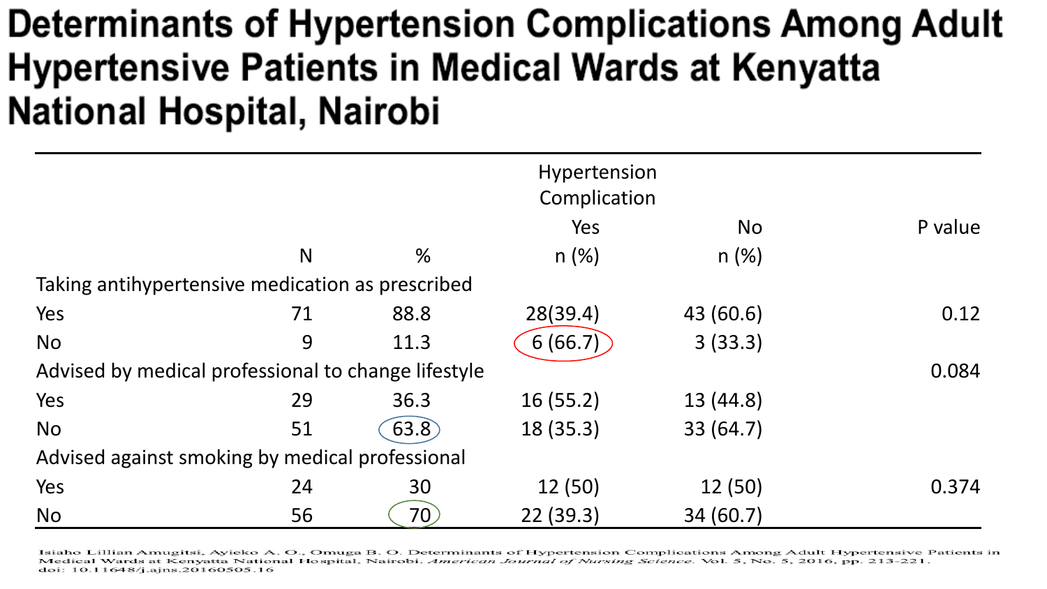# Determinants of Hypertension Complications Among Adult Hypertensive Patients in Medical Wards at Kenyatta National Hospital, Nairobi

| | N | % | Hypertension Complication Yes n (%) | No n (%) | P value |
|---|---|---|---|---|---|
| Taking antihypertensive medication as prescribed | | | | | |
| Yes | 71 | 88.8 | 28(39.4) | 43 (60.6) | 0.12 |
| No | 9 | 11.3 | 6 (66.7) | 3 (33.3) | |
| Advised by medical professional to change lifestyle | | | | | 0.084 |
| Yes | 29 | 36.3 | 16 (55.2) | 13 (44.8) | |
| No | 51 | 63.8 | 18 (35.3) | 33 (64.7) | |
| Advised against smoking by medical professional | | | | | |
| Yes | 24 | 30 | 12 (50) | 12 (50) | 0.374 |
| No | 56 | 70 | 22 (39.3) | 34 (60.7) | |

Isiaho Lillian Amugitsi, Ayieko A. O., Omuga B. O. Determinants of Hypertension Complications Among Adult Hypertensive Patients in Medical Wards at Kenyatta National Hospital, Nairobi. *American Journal of Nursing Science*. Vol. 5, No. 5, 2016, pp. 213-221. doi: 10.11648/j.ajns.20160505.16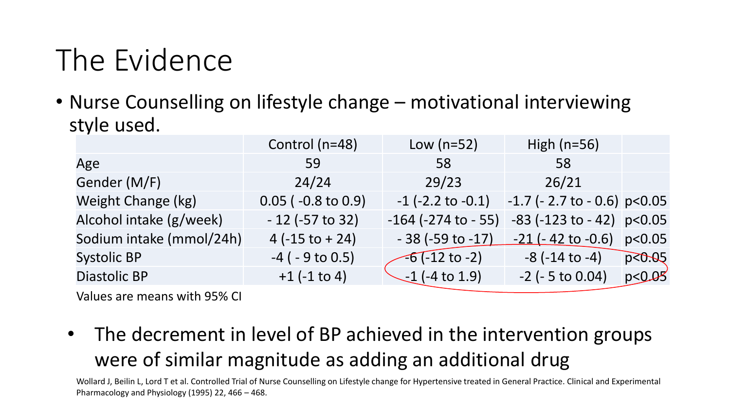# The Evidence

- Nurse Counselling on lifestyle change – motivational interviewing style used.

| | Control (n=48) | Low (n=52) | High (n=56) | |
|---|---|---|---|---|
| Age | 59 | 58 | 58 | |
| Gender (M/F) | 24/24 | 29/23 | 26/21 | |
| Weight Change (kg) | 0.05 ( -0.8 to 0.9) | -1 (-2.2 to -0.1) | -1.7 (- 2.7 to - 0.6) | $p<0.05$ |
| Alcohol intake (g/week) | - 12 (-57 to 32) | -164 (-274 to - 55) | -83 (-123 to - 42) | $p<0.05$ |
| Sodium intake (mmol/24h) | 4 (-15 to + 24) | - 38 (-59 to -17) | -21 (- 42 to -0.6) | $p<0.05$ |
| Systolic BP | -4 ( - 9 to 0.5) | -6 (-12 to -2) | -8 (-14 to -4) | $p<0.05$ |
| Diastolic BP | +1 (-1 to 4) | -1 (-4 to 1.9) | -2 (- 5 to 0.04) | $p<0.05$ |

Values are means with 95% CI

- The decrement in level of BP achieved in the intervention groups were of similar magnitude as adding an additional drug

Wollard J, Beilin L, Lord T et al. Controlled Trial of Nurse Counselling on Lifestyle change for Hypertensive treated in General Practice. Clinical and Experimental Pharmacology and Physiology (1995) 22, 466 – 468.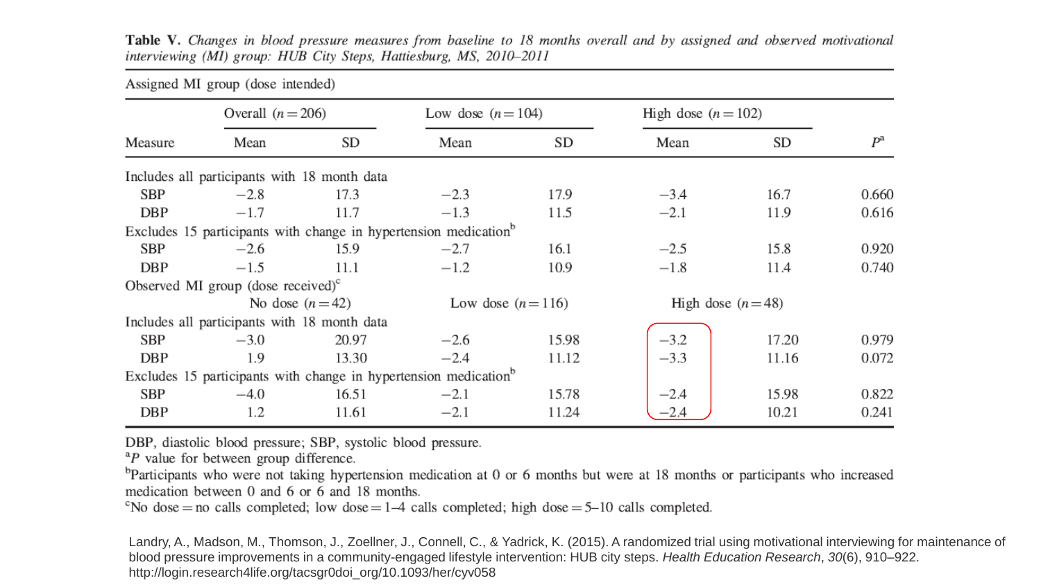**Table V.** *Changes in blood pressure measures from baseline to 18 months overall and by assigned and observed motivational interviewing (MI) group: HUB City Steps, Hattiesburg, MS, 2010–2011*

| Assigned MI group (dose intended) | | | | | | | |
|---|---|---|---|---|---|---|---|
| | Overall ($n = 206$) | | Low dose ($n = 104$) | | High dose ($n = 102$) | | |
| Measure | Mean | SD | Mean | SD | Mean | SD | $P$[a] |
| Includes all participants with 18 month data | | | | | | | |
| SBP | −2.8 | 17.3 | −2.3 | 17.9 | −3.4 | 16.7 | 0.660 |
| DBP | −1.7 | 11.7 | −1.3 | 11.5 | −2.1 | 11.9 | 0.616 |
| Excludes 15 participants with change in hypertension medication[b] | | | | | | | |
| SBP | −2.6 | 15.9 | −2.7 | 16.1 | −2.5 | 15.8 | 0.920 |
| DBP | −1.5 | 11.1 | −1.2 | 10.9 | −1.8 | 11.4 | 0.740 |
| Observed MI group (dose received)[c] | | | | | | | |
| | No dose ($n = 42$) | | Low dose ($n = 116$) | | High dose ($n = 48$) | | |
| Includes all participants with 18 month data | | | | | | | |
| SBP | −3.0 | 20.97 | −2.6 | 15.98 | −3.2 | 17.20 | 0.979 |
| DBP | 1.9 | 13.30 | −2.4 | 11.12 | −3.3 | 11.16 | 0.072 |
| Excludes 15 participants with change in hypertension medication[b] | | | | | | | |
| SBP | −4.0 | 16.51 | −2.1 | 15.78 | −2.4 | 15.98 | 0.822 |
| DBP | 1.2 | 11.61 | −2.1 | 11.24 | −2.4 | 10.21 | 0.241 |

DBP, diastolic blood pressure; SBP, systolic blood pressure.

[a] $P$ value for between group difference.

[b] Participants who were not taking hypertension medication at 0 or 6 months but were at 18 months or participants who increased medication between 0 and 6 or 6 and 18 months.

[c] No dose = no calls completed; low dose = 1–4 calls completed; high dose = 5–10 calls completed.

Landry, A., Madson, M., Thomson, J., Zoellner, J., Connell, C., & Yadrick, K. (2015). A randomized trial using motivational interviewing for maintenance of blood pressure improvements in a community-engaged lifestyle intervention: HUB city steps. *Health Education Research*, *30*(6), 910–922. http://login.research4life.org/tacsgr0doi_org/10.1093/her/cyv058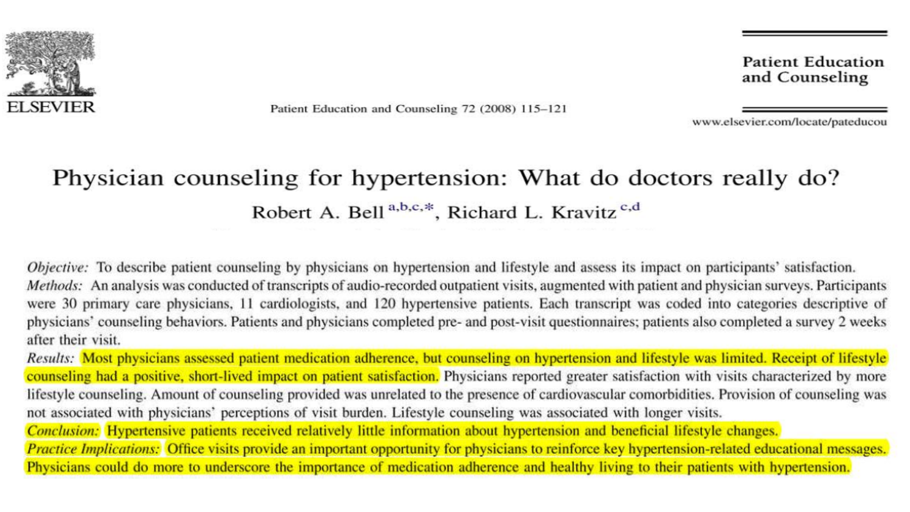Patient Education and Counseling 72 (2008) 115–121

Patient Education and Counseling

www.elsevier.com/locate/pateducou

# Physician counseling for hypertension: What do doctors really do?

Robert A. Bell [a,b,c,*], Richard L. Kravitz [c,d]

*Objective:* To describe patient counseling by physicians on hypertension and lifestyle and assess its impact on participants' satisfaction.

*Methods:* An analysis was conducted of transcripts of audio-recorded outpatient visits, augmented with patient and physician surveys. Participants were 30 primary care physicians, 11 cardiologists, and 120 hypertensive patients. Each transcript was coded into categories descriptive of physicians' counseling behaviors. Patients and physicians completed pre- and post-visit questionnaires; patients also completed a survey 2 weeks after their visit.

*Results:* Most physicians assessed patient medication adherence, but counseling on hypertension and lifestyle was limited. Receipt of lifestyle counseling had a positive, short-lived impact on patient satisfaction. Physicians reported greater satisfaction with visits characterized by more lifestyle counseling. Amount of counseling provided was unrelated to the presence of cardiovascular comorbidities. Provision of counseling was not associated with physicians' perceptions of visit burden. Lifestyle counseling was associated with longer visits.

*Conclusion:* Hypertensive patients received relatively little information about hypertension and beneficial lifestyle changes.

*Practice Implications:* Office visits provide an important opportunity for physicians to reinforce key hypertension-related educational messages. Physicians could do more to underscore the importance of medication adherence and healthy living to their patients with hypertension.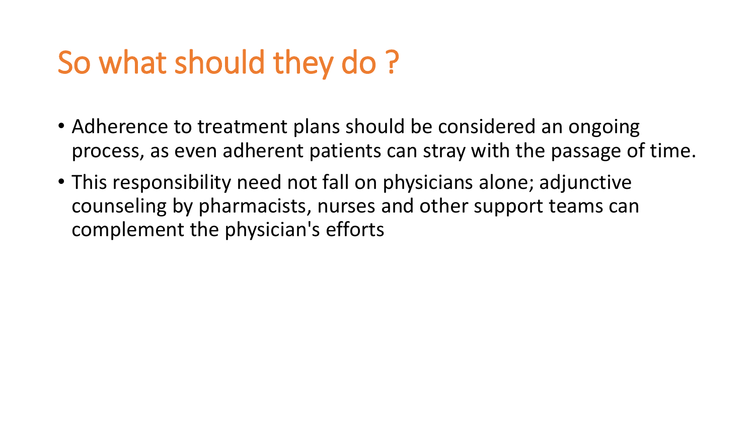# So what should they do ?

- Adherence to treatment plans should be considered an ongoing process, as even adherent patients can stray with the passage of time.
- This responsibility need not fall on physicians alone; adjunctive counseling by pharmacists, nurses and other support teams can complement the physician's efforts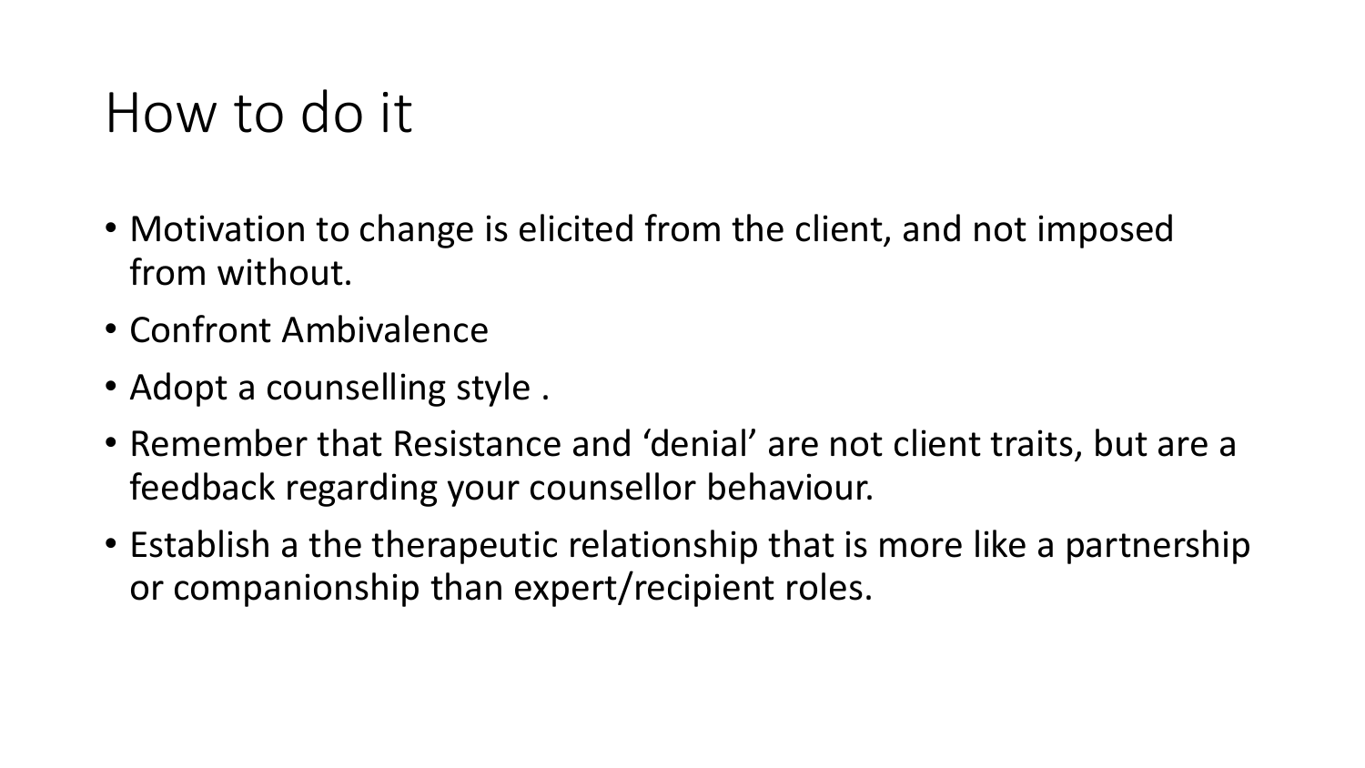# How to do it

- Motivation to change is elicited from the client, and not imposed from without.
- Confront Ambivalence
- Adopt a counselling style .
- Remember that Resistance and ‘denial’ are not client traits, but are a feedback regarding your counsellor behaviour.
- Establish a the therapeutic relationship that is more like a partnership or companionship than expert/recipient roles.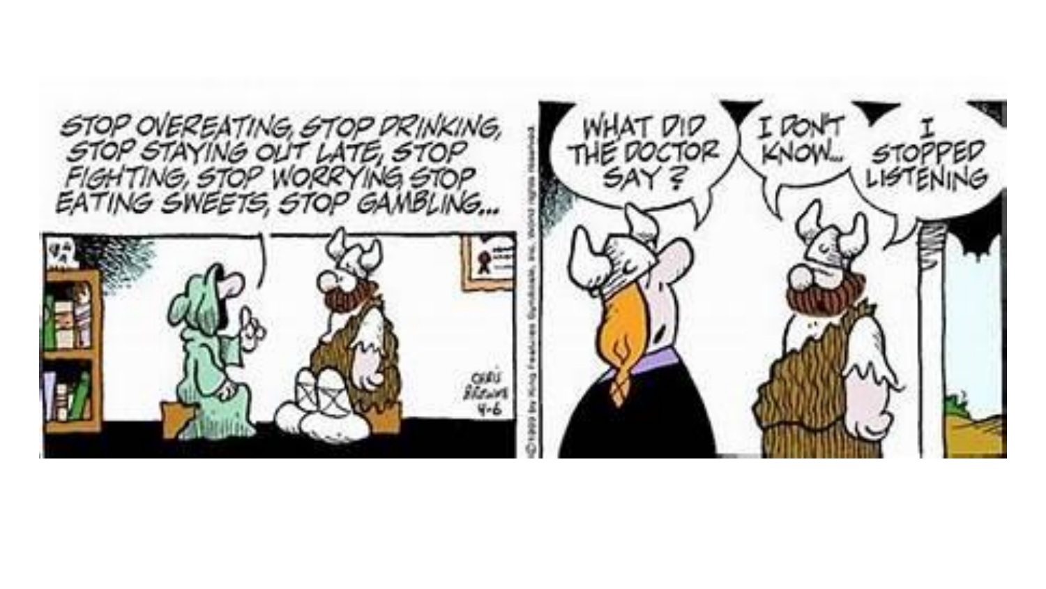STOP OVEREATING, STOP DRINKING, STOP STAYING OUT LATE, STOP FIGHTING, STOP WORRYING, STOP EATING SWEETS, STOP GAMBLING...

WHAT DID THE DOCTOR SAY ?

I DON'T KNOW...

I STOPPED LISTENING